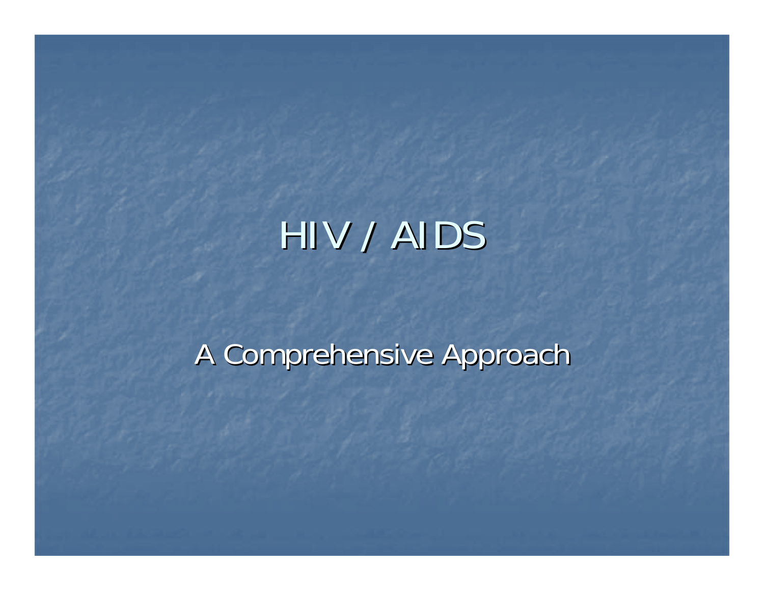# HIV / AIDS

## A Comprehensive Approach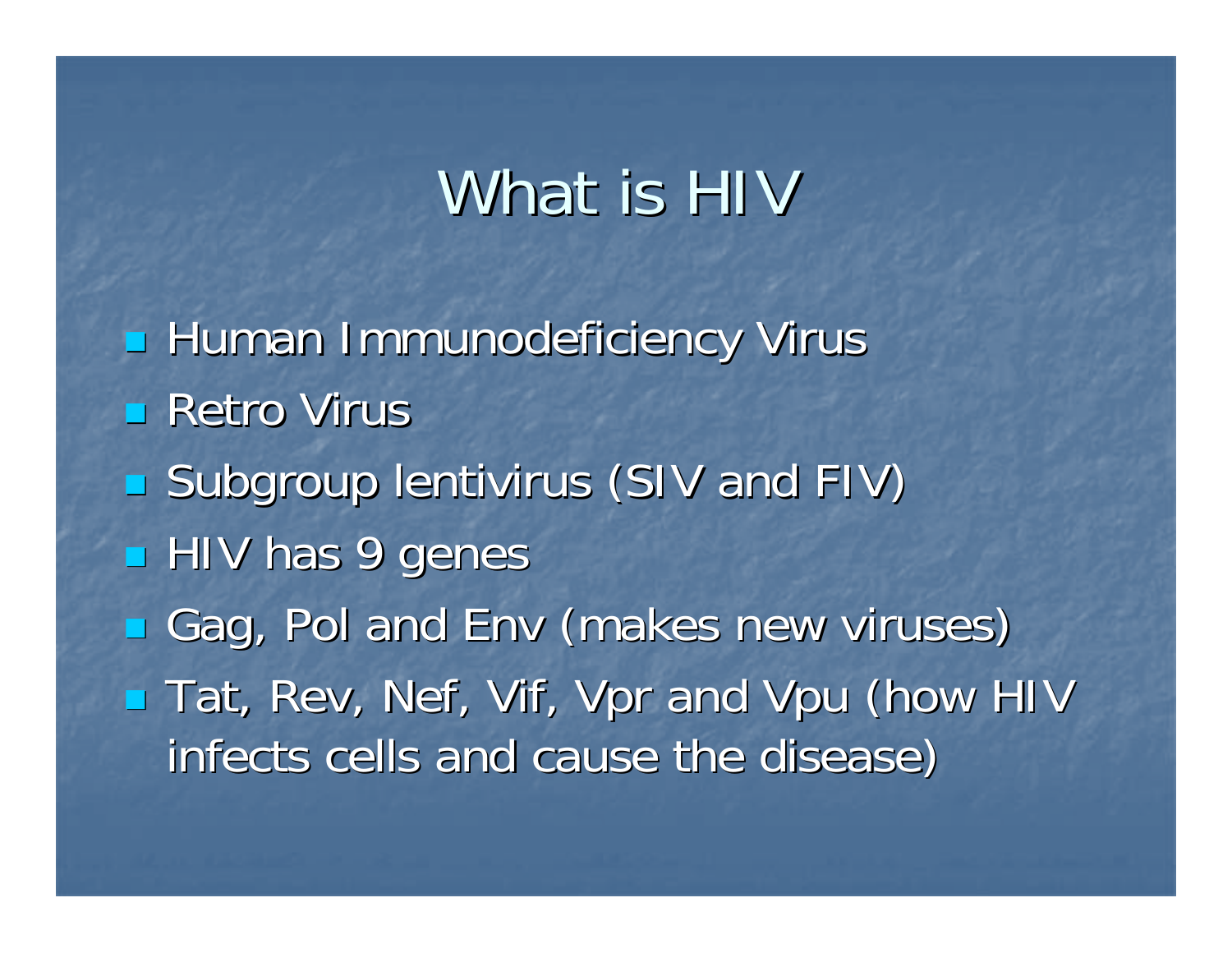# What is HIV

- Human Immunodeficiency Virus
- Retro Virus
- Subgroup lentivirus (SIV and FIV)
- HIV has 9 genes
- Gag, Pol and Env (makes new viruses)
- Tat, Rev, Nef, Vif, Vpr and Vpu (how HIV infects cells and cause the disease)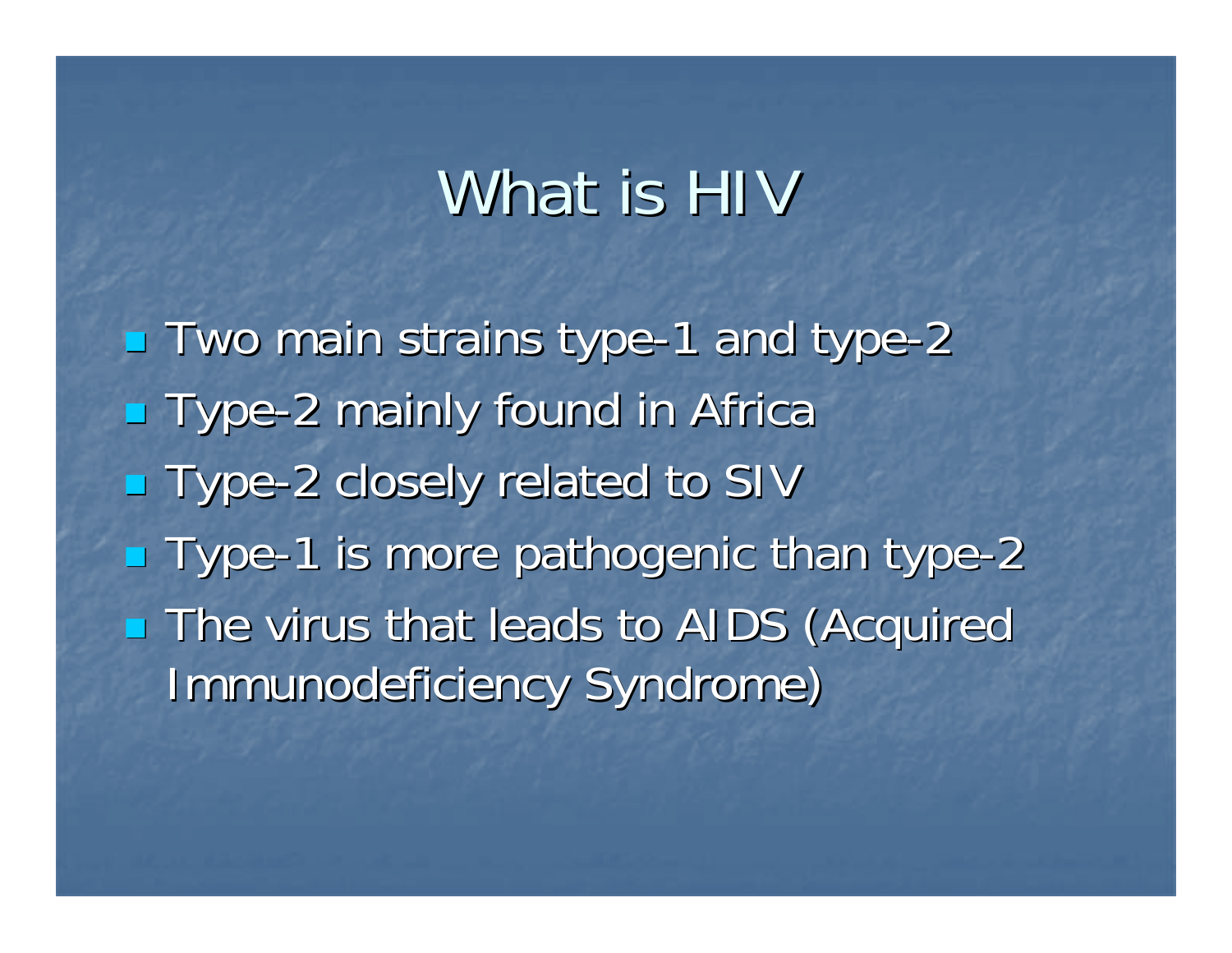# What is HIV

- Two main strains type-1 and type-2
- Type-2 mainly found in Africa
- Type-2 closely related to SIV
- Type-1 is more pathogenic than type-2
- The virus that leads to AIDS (Acquired Immunodeficiency Syndrome)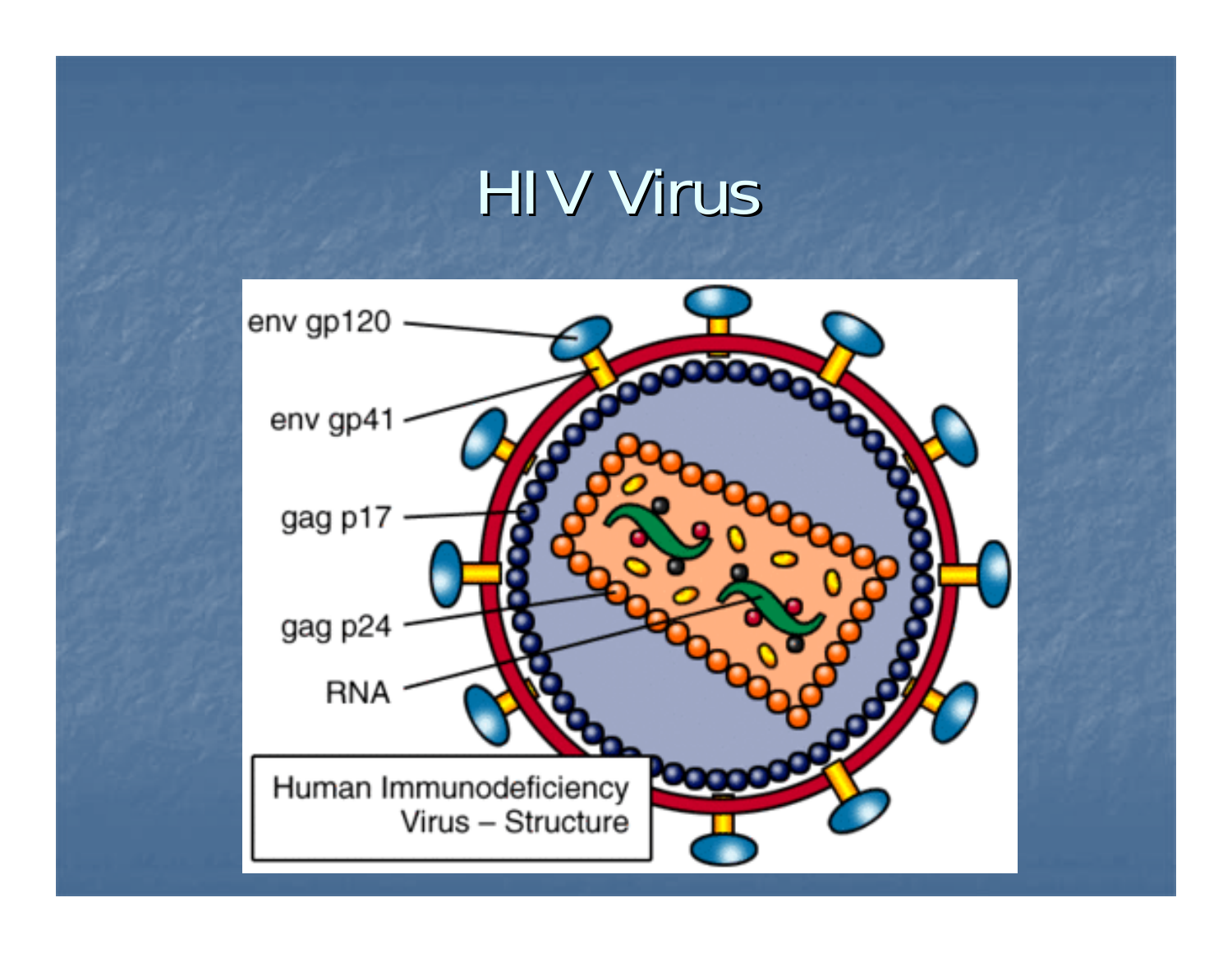# HIV Virus

env gp120

env gp41

gag p17

gag p24

RNA

Human Immunodeficiency Virus – Structure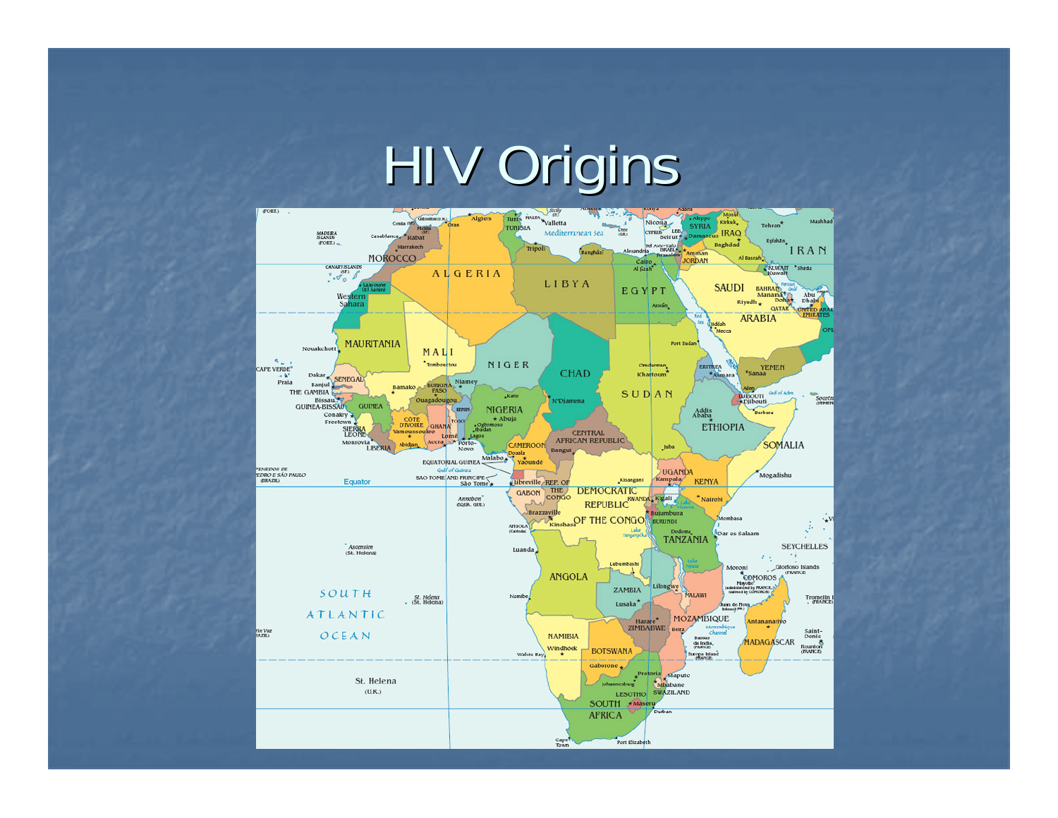# HIV Origins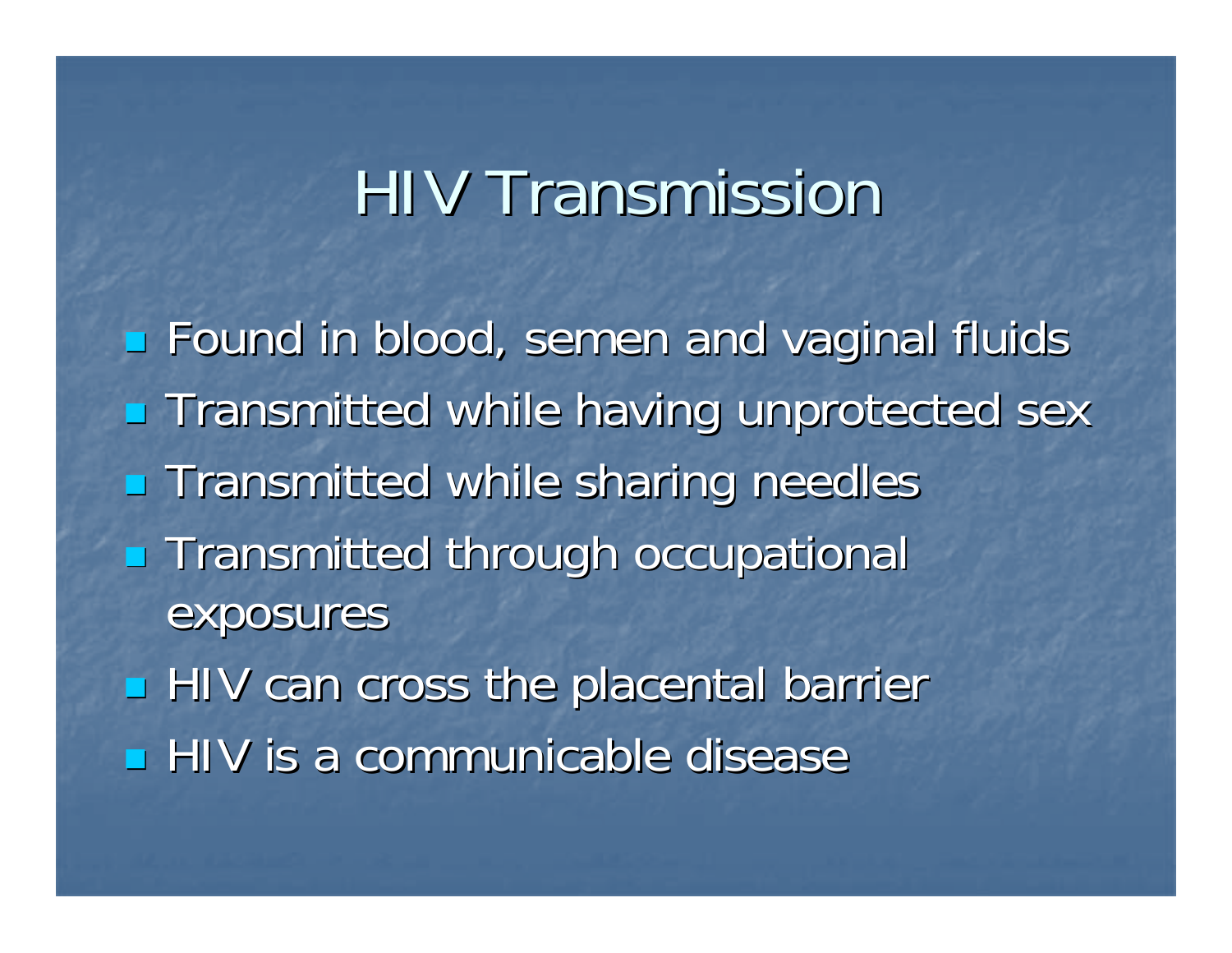# HIV Transmission

- Found in blood, semen and vaginal fluids
- Transmitted while having unprotected sex
- Transmitted while sharing needles
- Transmitted through occupational exposures
- HIV can cross the placental barrier
- HIV is a communicable disease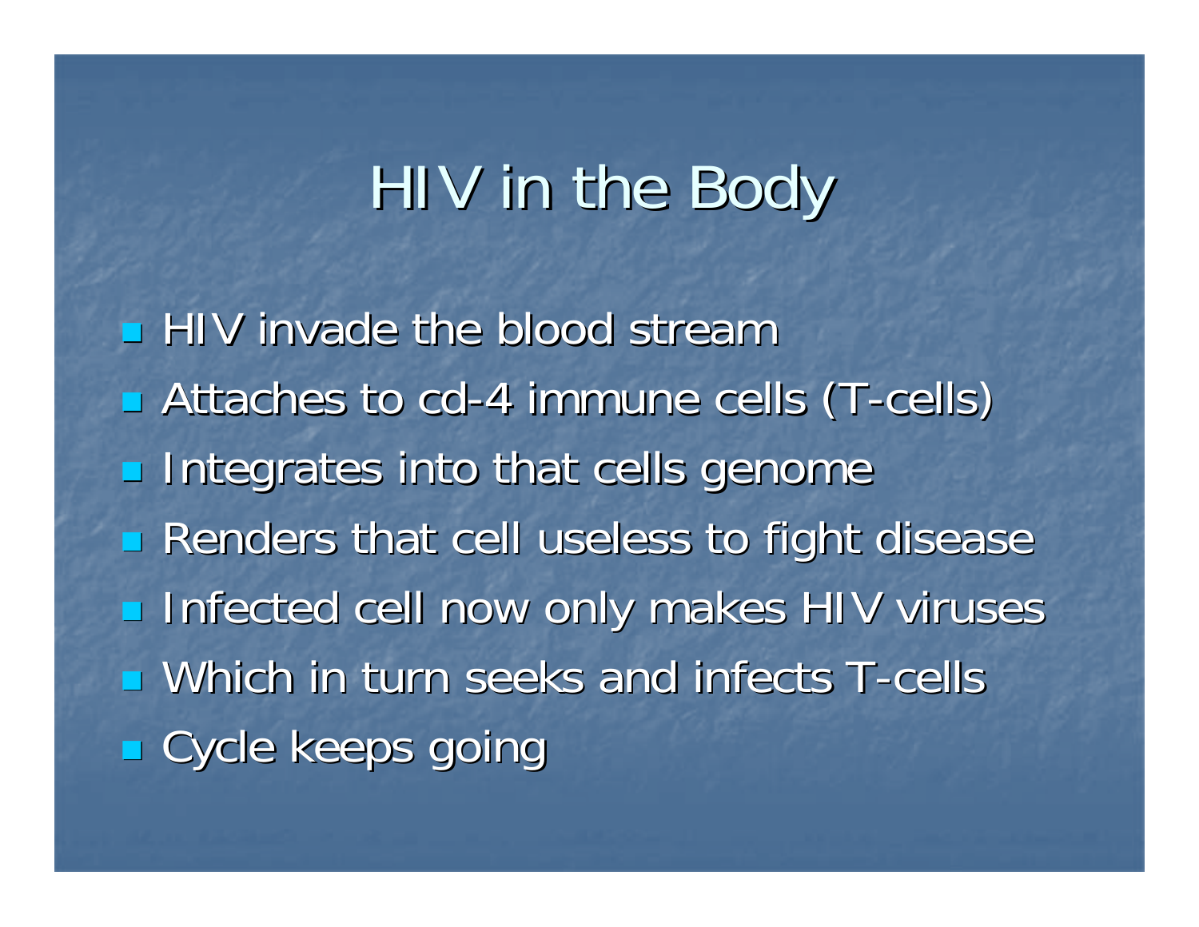# HIV in the Body

- HIV invade the blood stream
- Attaches to cd-4 immune cells (T-cells)
- Integrates into that cells genome
- Renders that cell useless to fight disease
- Infected cell now only makes HIV viruses
- Which in turn seeks and infects T-cells
- Cycle keeps going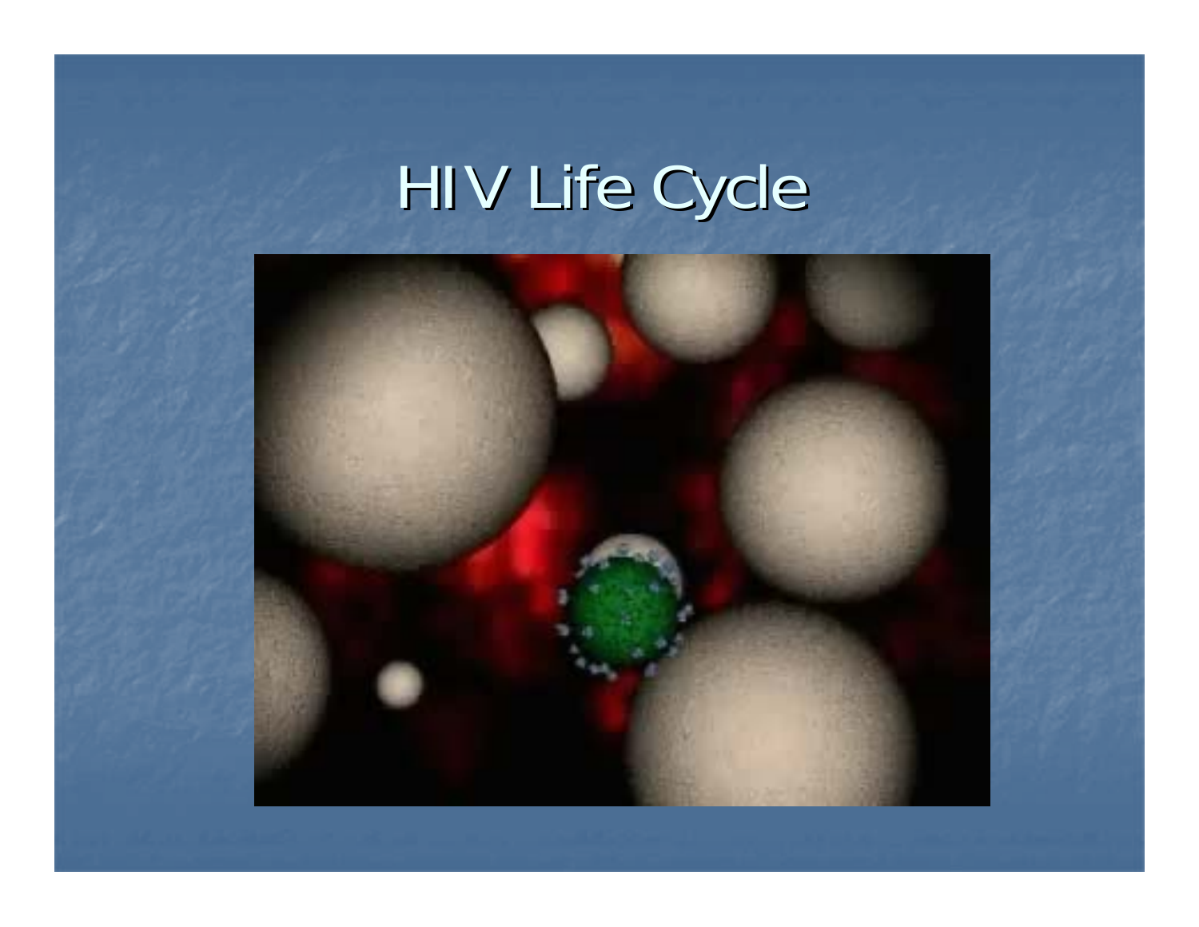# HIV Life Cycle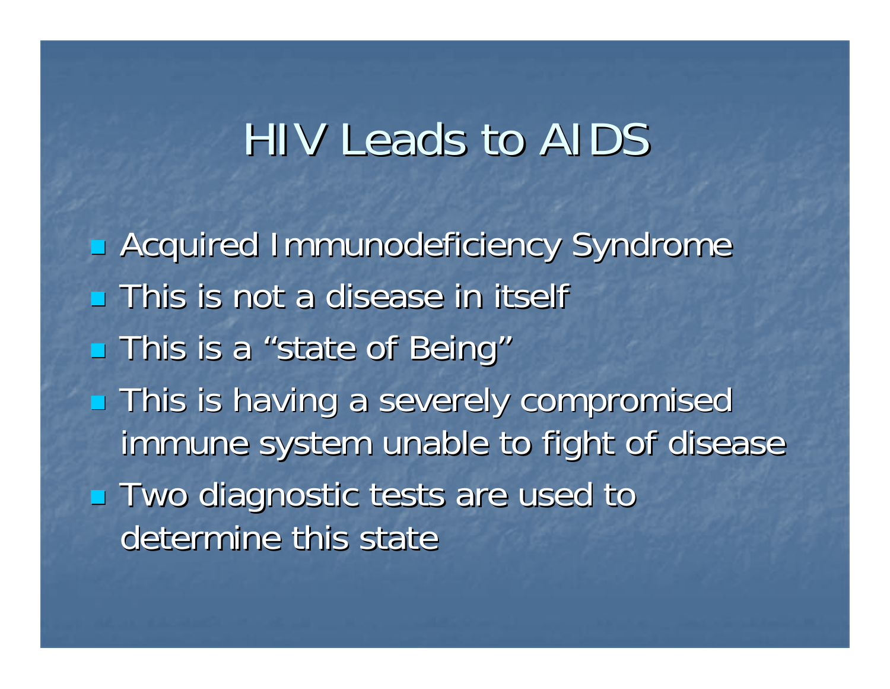# HIV Leads to AIDS

- Acquired Immunodeficiency Syndrome
- This is not a disease in itself
- This is a “state of Being”
- This is having a severely compromised immune system unable to fight of disease
- Two diagnostic tests are used to determine this state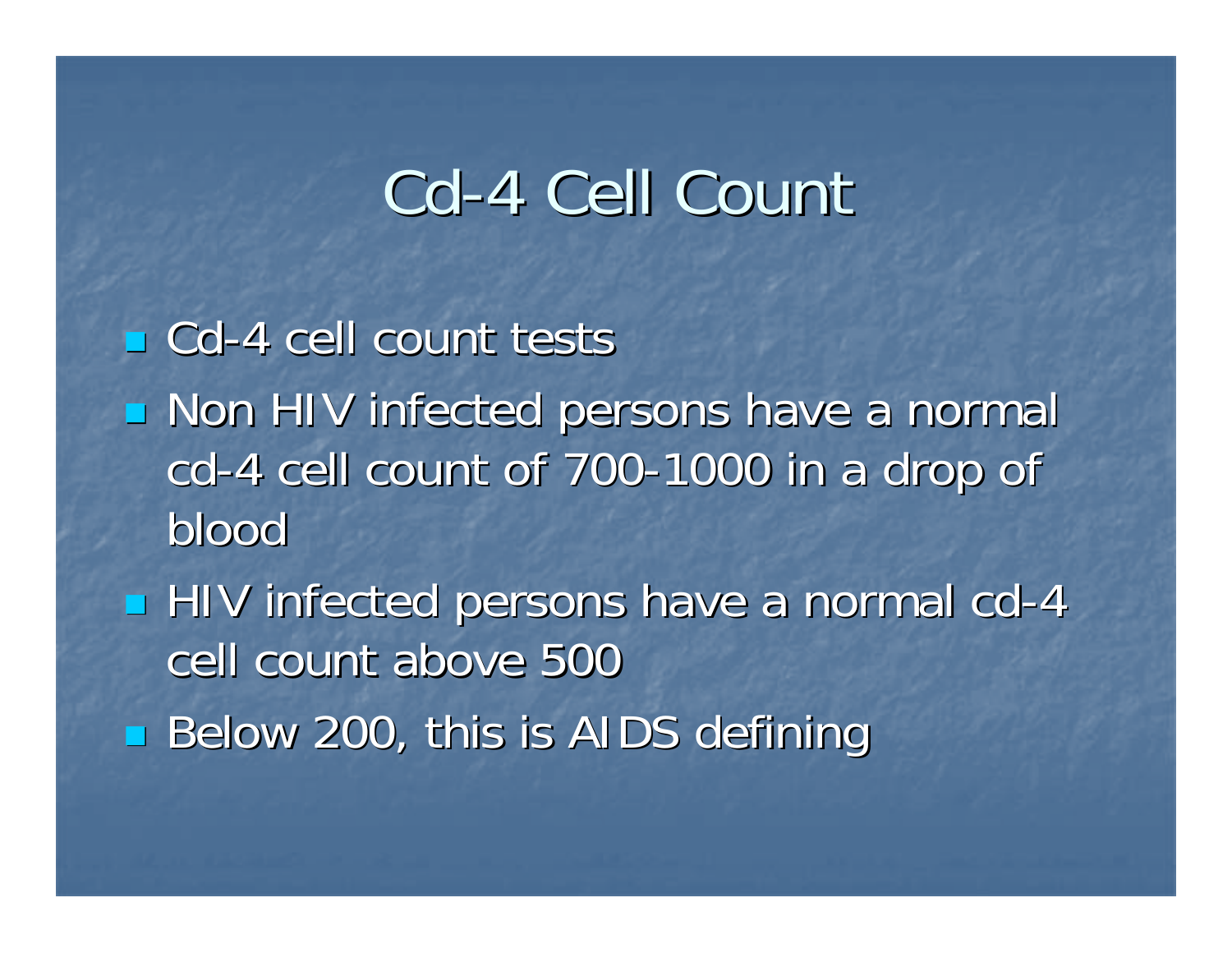# Cd-4 Cell Count

- Cd-4 cell count tests
- Non HIV infected persons have a normal cd-4 cell count of 700-1000 in a drop of blood
- HIV infected persons have a normal cd-4 cell count above 500
- Below 200, this is AIDS defining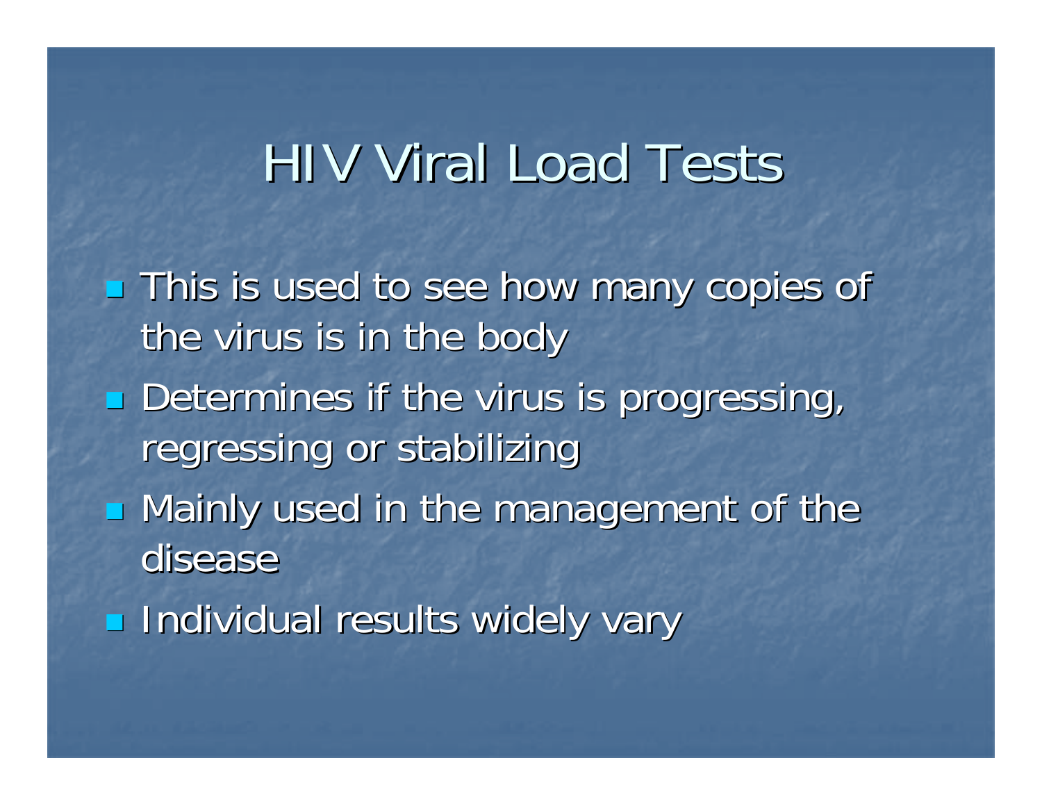# HIV Viral Load Tests

- This is used to see how many copies of the virus is in the body
- Determines if the virus is progressing, regressing or stabilizing
- Mainly used in the management of the disease
- Individual results widely vary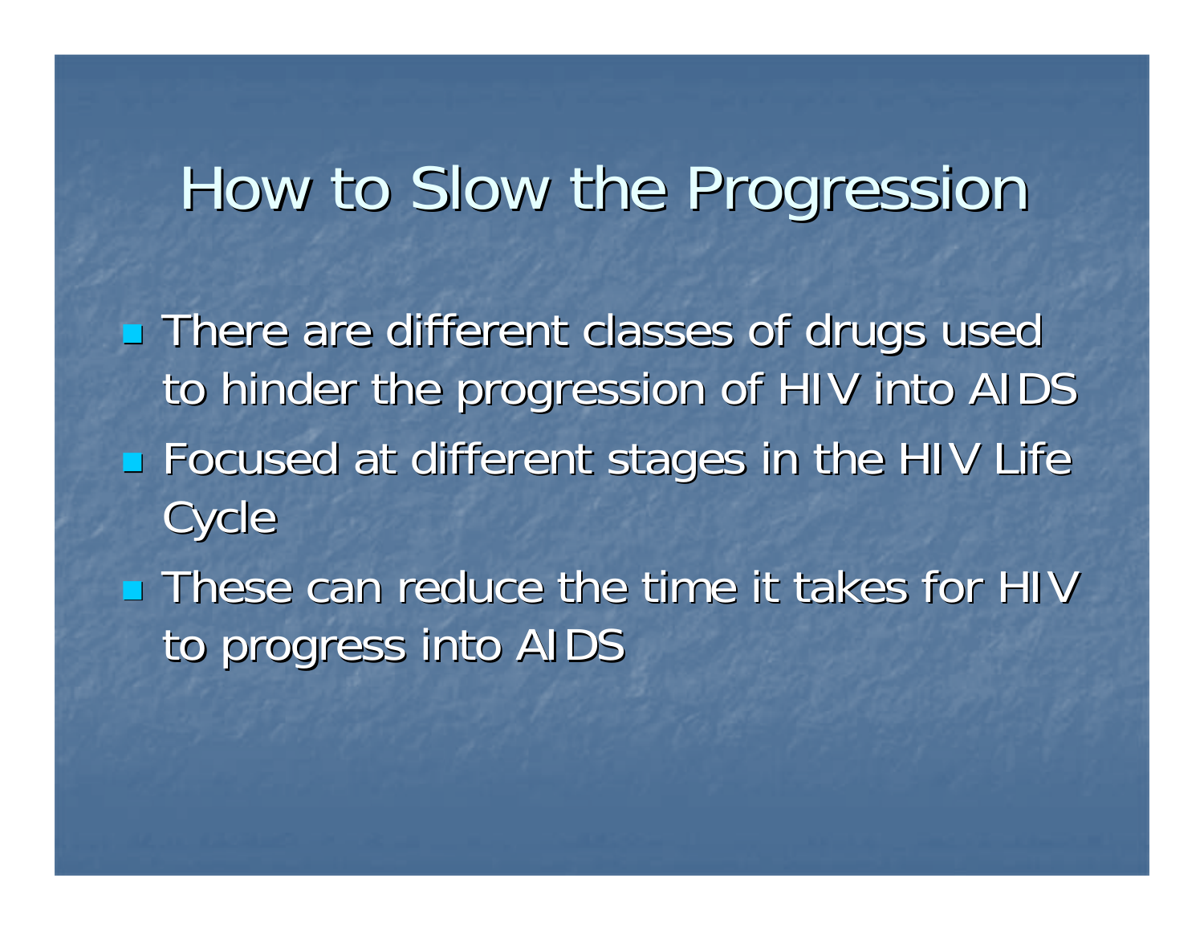# How to Slow the Progression

- There are different classes of drugs used to hinder the progression of HIV into AIDS
- Focused at different stages in the HIV Life Cycle
- These can reduce the time it takes for HIV to progress into AIDS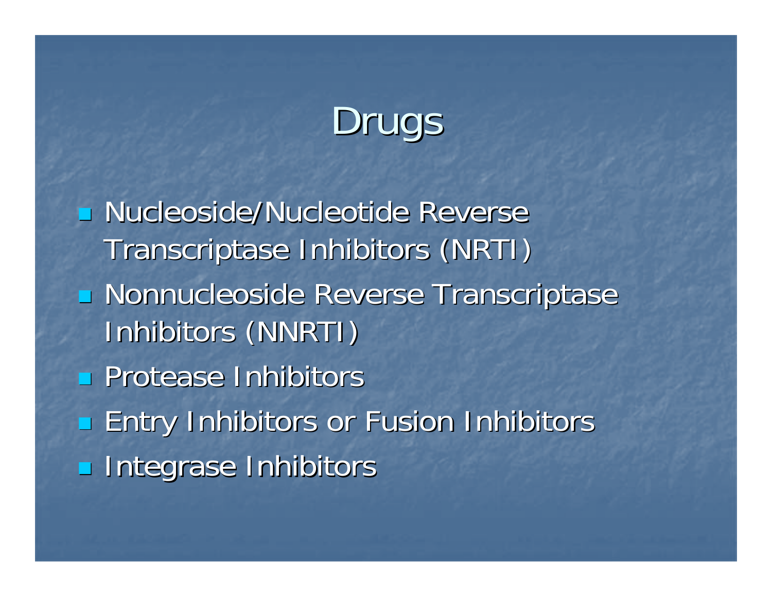# Drugs

- Nucleoside/Nucleotide Reverse Transcriptase Inhibitors (NRTI)
- Nonnucleoside Reverse Transcriptase Inhibitors (NNRTI)
- Protease Inhibitors
- Entry Inhibitors or Fusion Inhibitors
- Integrase Inhibitors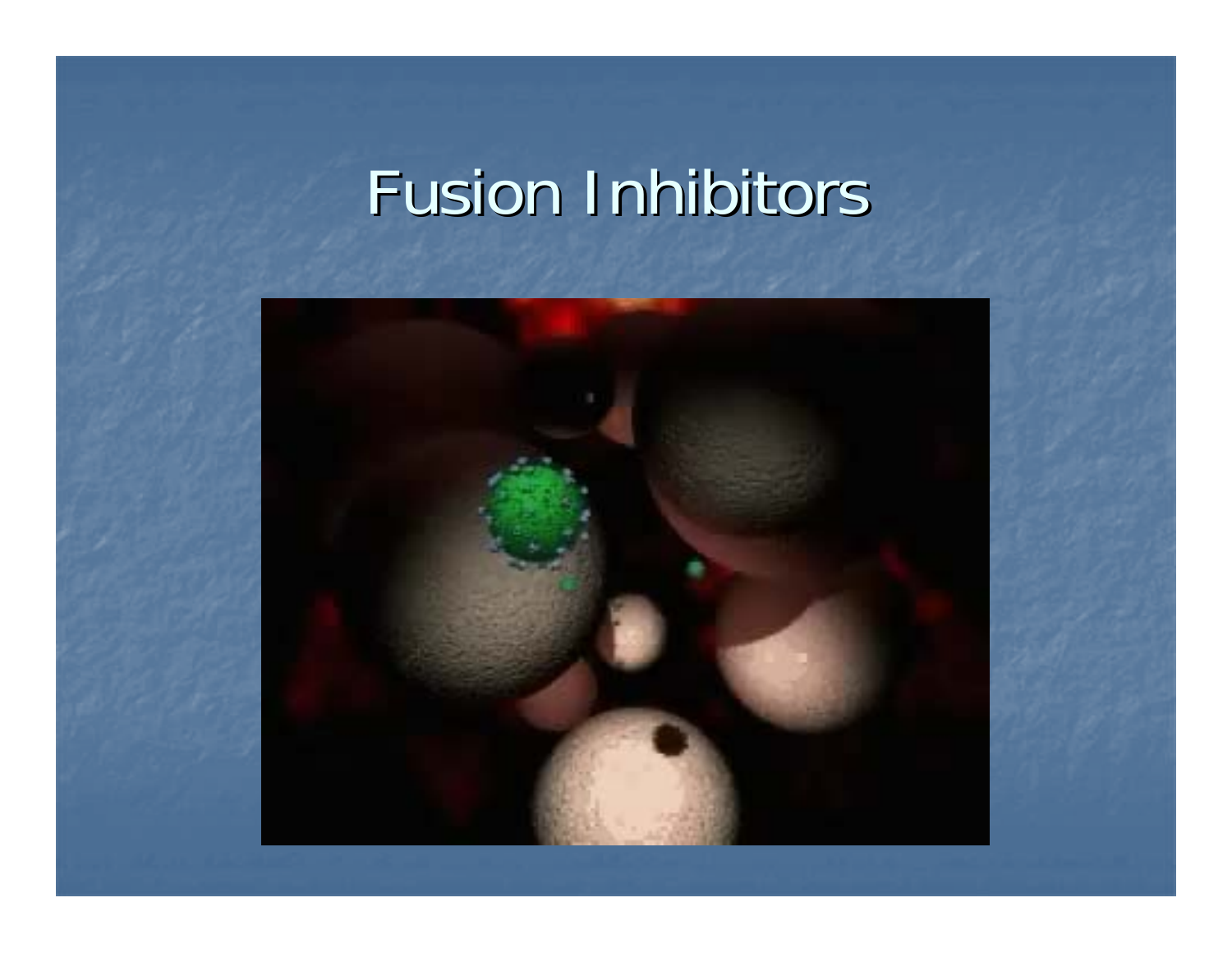# Fusion Inhibitors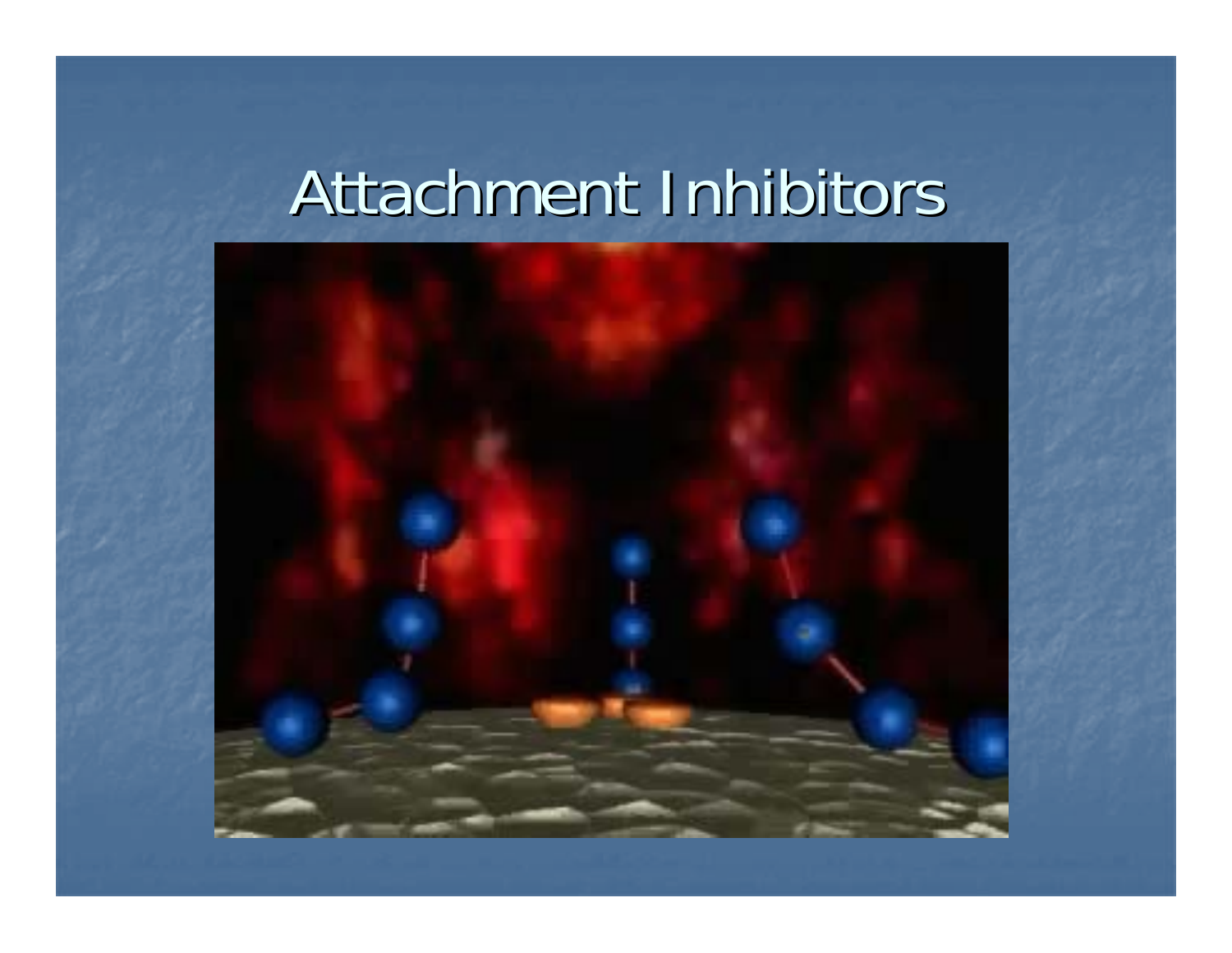# Attachment Inhibitors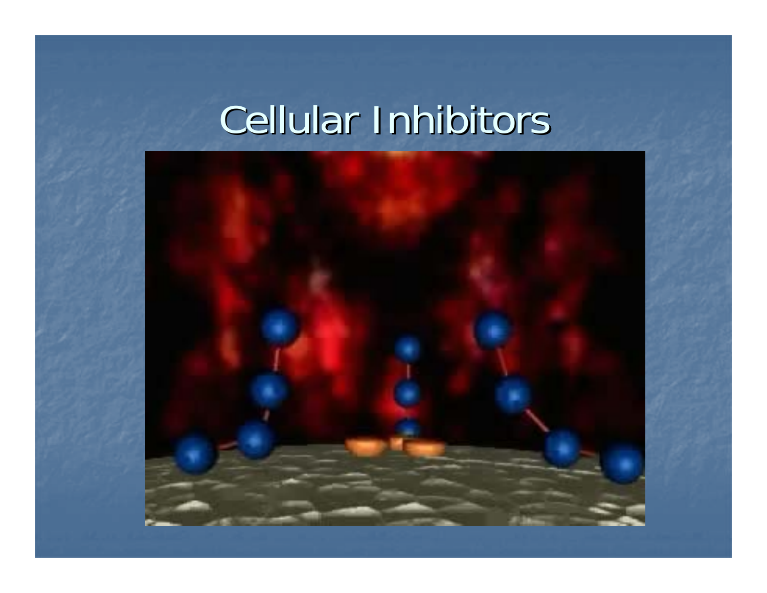# Cellular Inhibitors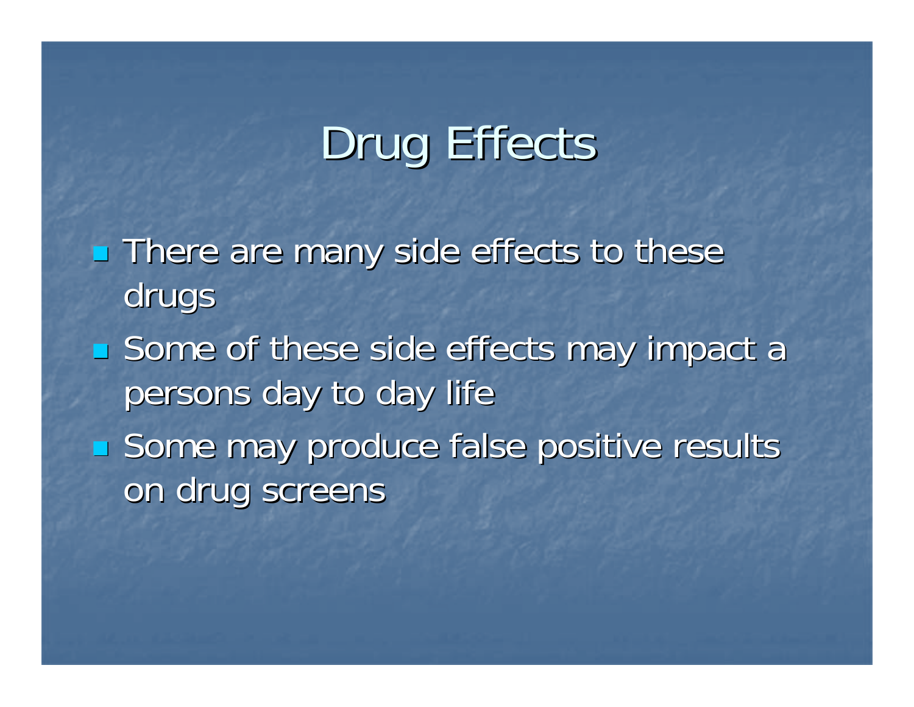# Drug Effects

- There are many side effects to these drugs
- Some of these side effects may impact a persons day to day life
- Some may produce false positive results on drug screens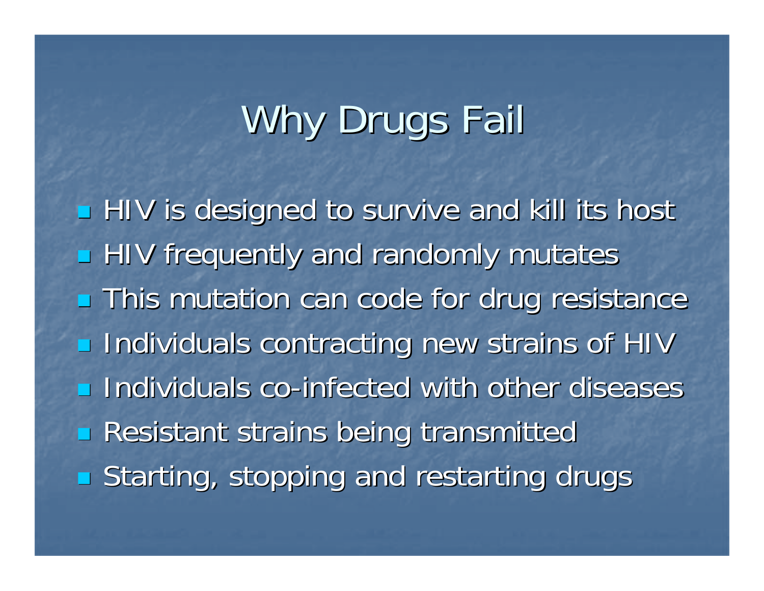# Why Drugs Fail

- HIV is designed to survive and kill its host
- HIV frequently and randomly mutates
- This mutation can code for drug resistance
- Individuals contracting new strains of HIV
- Individuals co-infected with other diseases
- Resistant strains being transmitted
- Starting, stopping and restarting drugs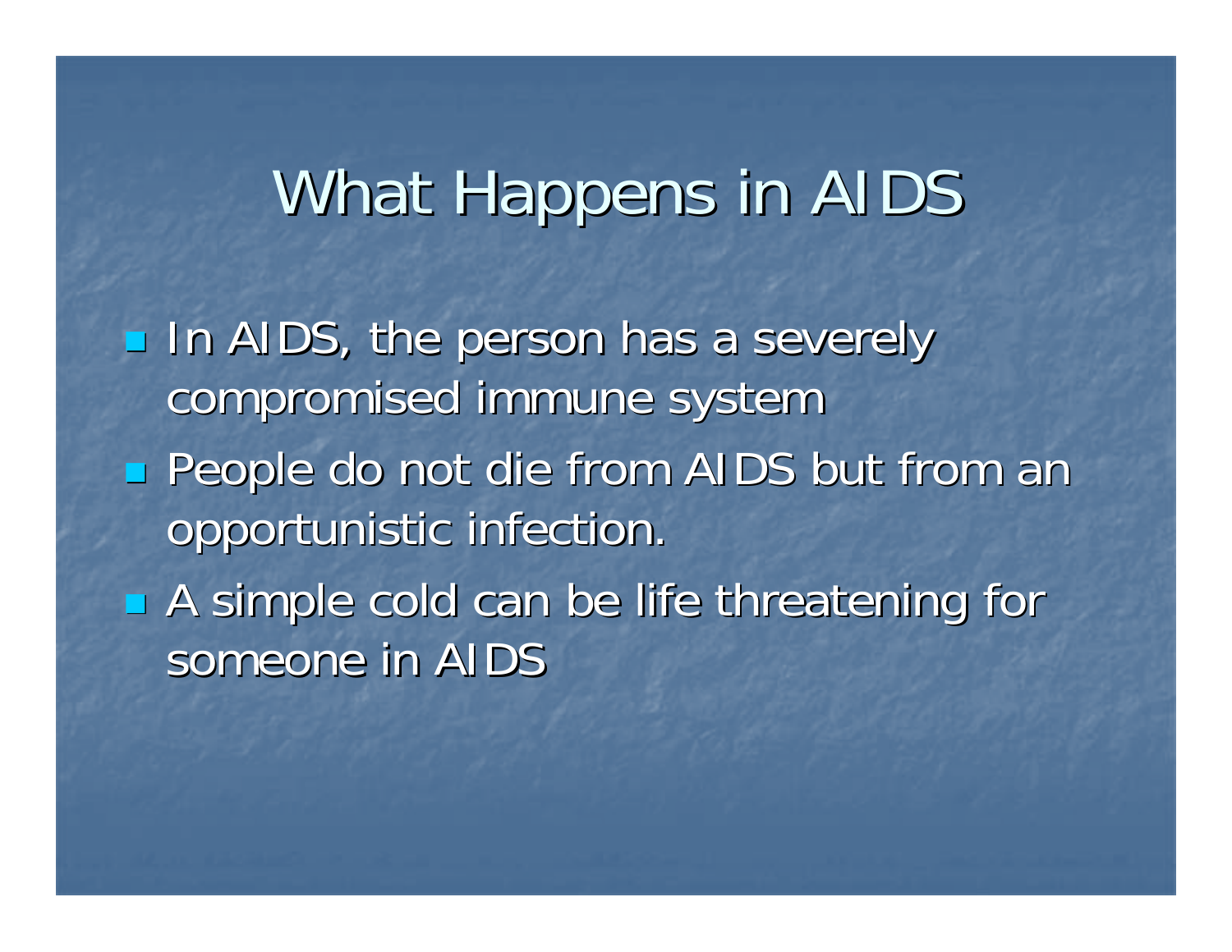# What Happens in AIDS

- In AIDS, the person has a severely compromised immune system
- People do not die from AIDS but from an opportunistic infection.
- A simple cold can be life threatening for someone in AIDS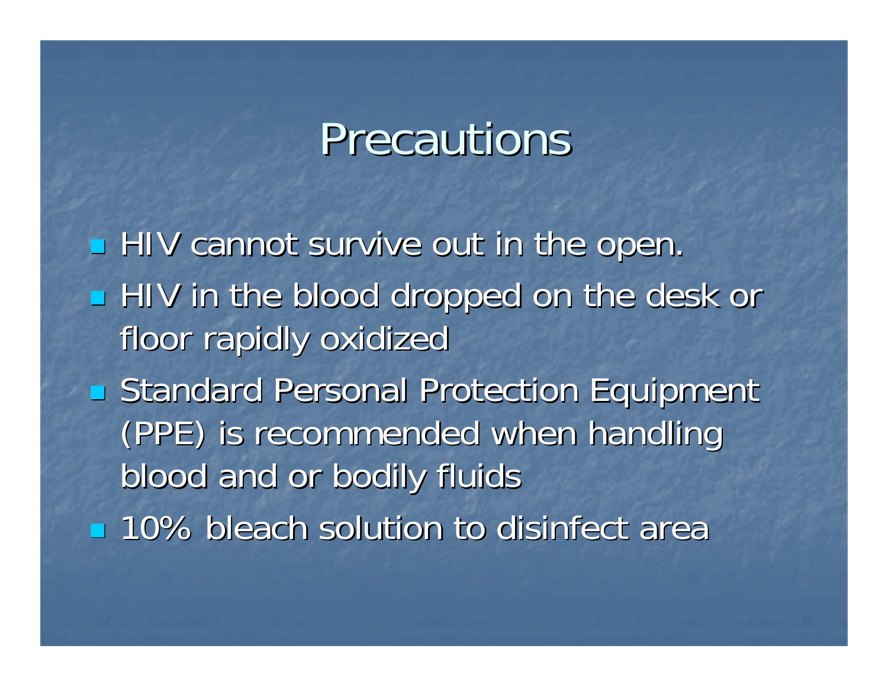# Precautions

- HIV cannot survive out in the open.
- HIV in the blood dropped on the desk or floor rapidly oxidized
- Standard Personal Protection Equipment (PPE) is recommended when handling blood and or bodily fluids
- 10% bleach solution to disinfect area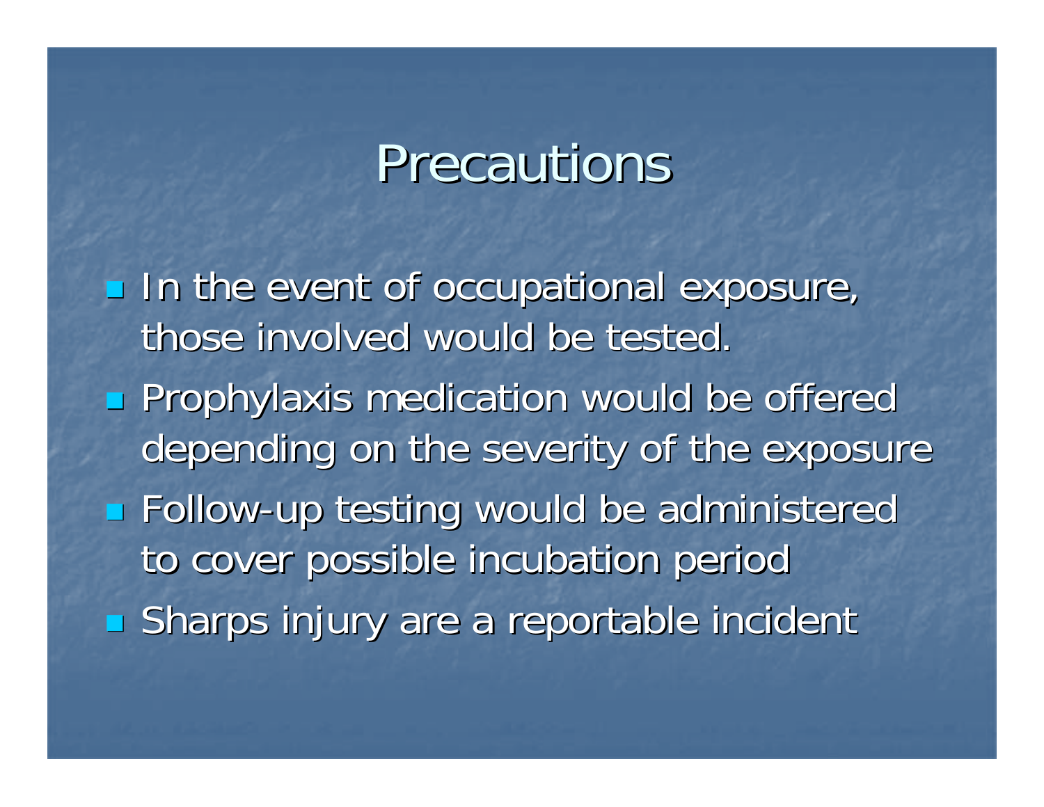# Precautions

- In the event of occupational exposure, those involved would be tested.
- Prophylaxis medication would be offered depending on the severity of the exposure
- Follow-up testing would be administered to cover possible incubation period
- Sharps injury are a reportable incident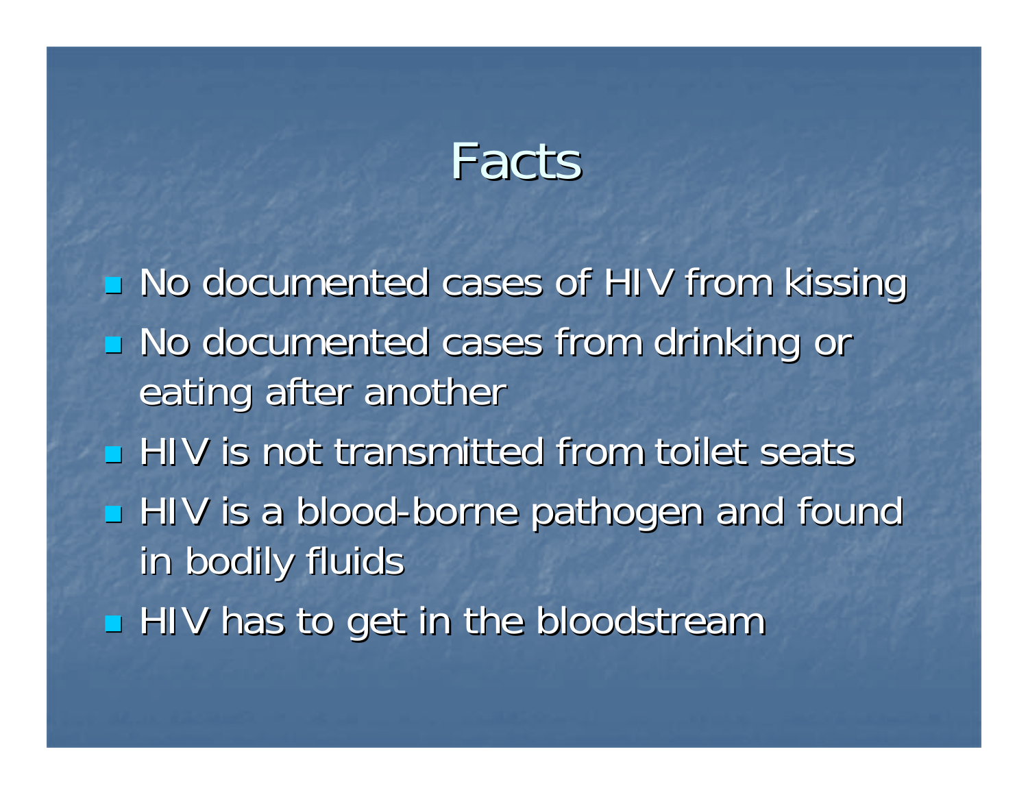# Facts

- No documented cases of HIV from kissing
- No documented cases from drinking or eating after another
- HIV is not transmitted from toilet seats
- HIV is a blood-borne pathogen and found in bodily fluids
- HIV has to get in the bloodstream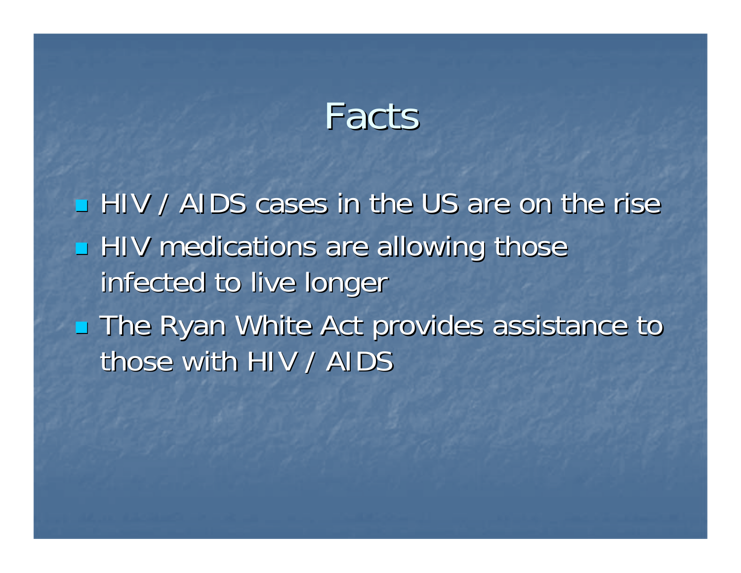# Facts

- HIV / AIDS cases in the US are on the rise
- HIV medications are allowing those infected to live longer
- The Ryan White Act provides assistance to those with HIV / AIDS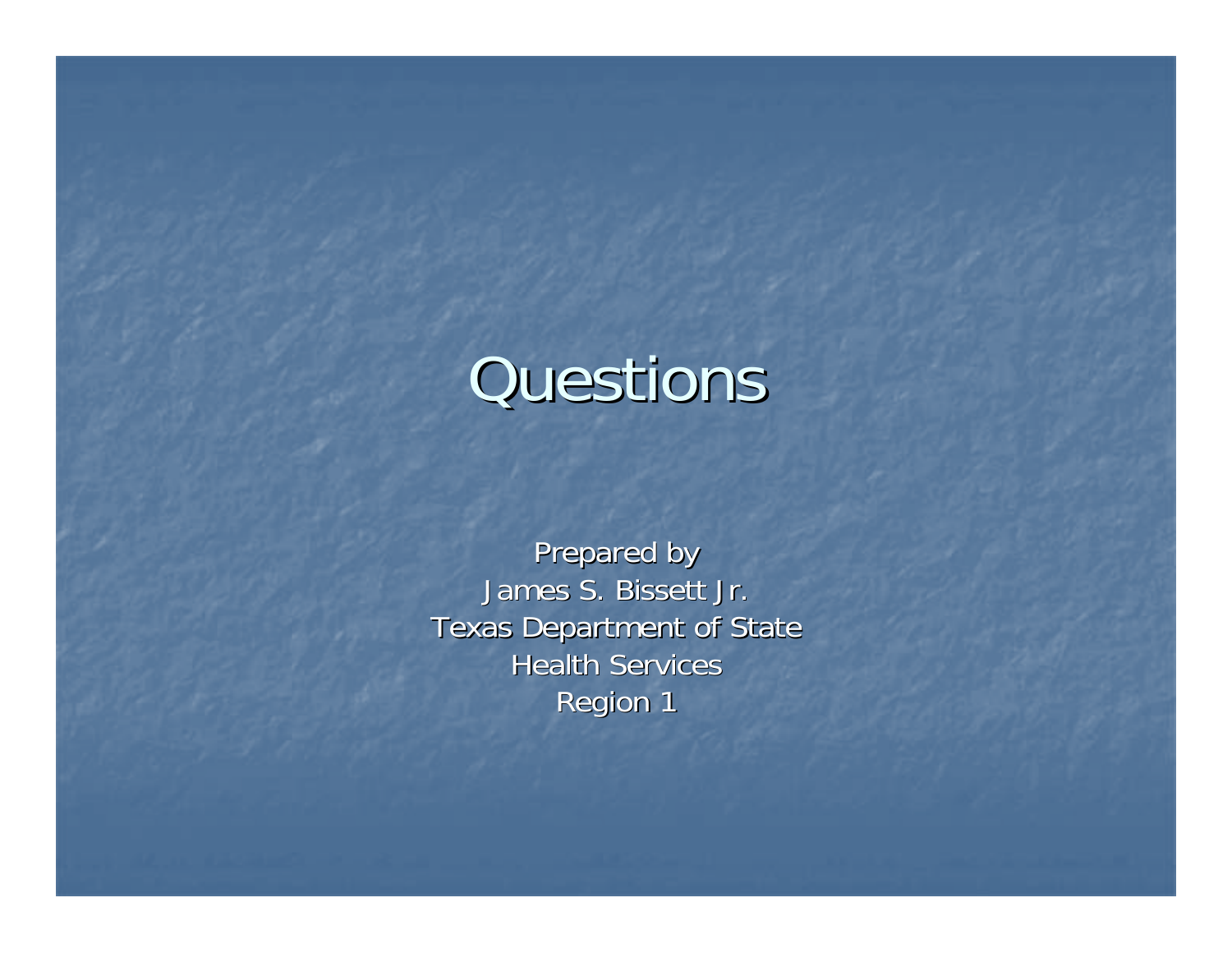# Questions

Prepared by
James S. Bissett Jr.
Texas Department of State
Health Services
Region 1